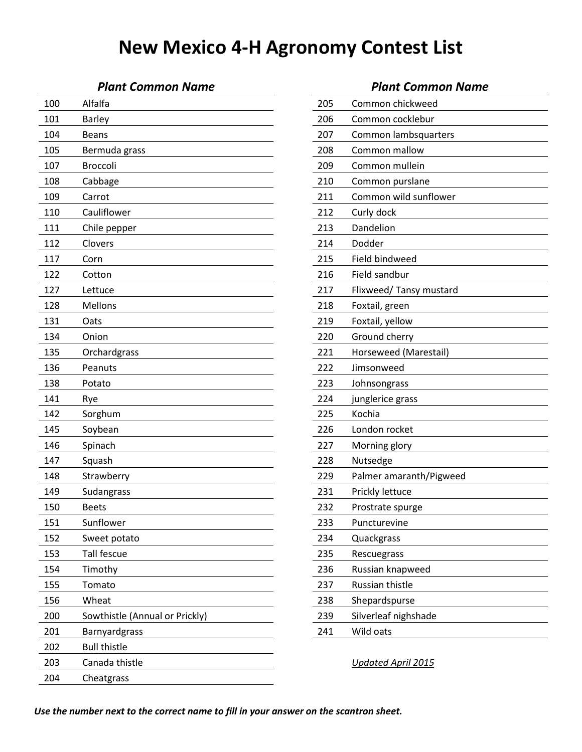# New Mexico 4-H Agronomy Contest List

| | Plant Common Name |
|---|---|
| 100 | Alfalfa |
| 101 | Barley |
| 104 | Beans |
| 105 | Bermuda grass |
| 107 | Broccoli |
| 108 | Cabbage |
| 109 | Carrot |
| 110 | Cauliflower |
| 111 | Chile pepper |
| 112 | Clovers |
| 117 | Corn |
| 122 | Cotton |
| 127 | Lettuce |
| 128 | Mellons |
| 131 | Oats |
| 134 | Onion |
| 135 | Orchardgrass |
| 136 | Peanuts |
| 138 | Potato |
| 141 | Rye |
| 142 | Sorghum |
| 145 | Soybean |
| 146 | Spinach |
| 147 | Squash |
| 148 | Strawberry |
| 149 | Sudangrass |
| 150 | Beets |
| 151 | Sunflower |
| 152 | Sweet potato |
| 153 | Tall fescue |
| 154 | Timothy |
| 155 | Tomato |
| 156 | Wheat |
| 200 | Sowthistle (Annual or Prickly) |
| 201 | Barnyardgrass |
| 202 | Bull thistle |
| 203 | Canada thistle |
| 204 | Cheatgrass |

| | Plant Common Name |
|---|---|
| 205 | Common chickweed |
| 206 | Common cocklebur |
| 207 | Common lambsquarters |
| 208 | Common mallow |
| 209 | Common mullein |
| 210 | Common purslane |
| 211 | Common wild sunflower |
| 212 | Curly dock |
| 213 | Dandelion |
| 214 | Dodder |
| 215 | Field bindweed |
| 216 | Field sandbur |
| 217 | Flixweed/ Tansy mustard |
| 218 | Foxtail, green |
| 219 | Foxtail, yellow |
| 220 | Ground cherry |
| 221 | Horseweed (Marestail) |
| 222 | Jimsonweed |
| 223 | Johnsongrass |
| 224 | junglerice grass |
| 225 | Kochia |
| 226 | London rocket |
| 227 | Morning glory |
| 228 | Nutsedge |
| 229 | Palmer amaranth/Pigweed |
| 231 | Prickly lettuce |
| 232 | Prostrate spurge |
| 233 | Puncturevine |
| 234 | Quackgrass |
| 235 | Rescuegrass |
| 236 | Russian knapweed |
| 237 | Russian thistle |
| 238 | Shepardspurse |
| 239 | Silverleaf nighshade |
| 241 | Wild oats |

*Updated April 2015*

***Use the number next to the correct name to fill in your answer on the scantron sheet.***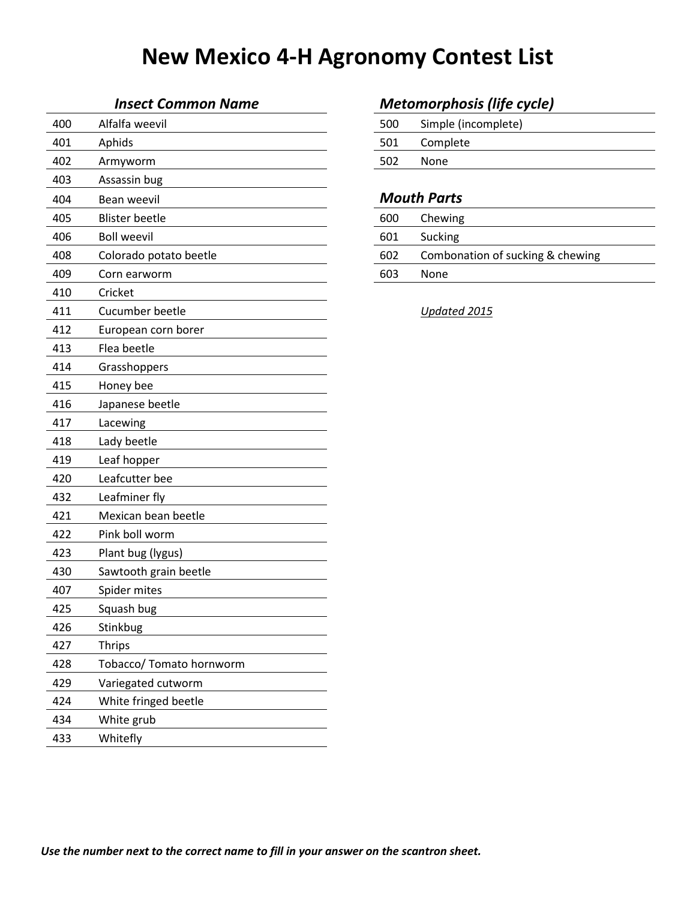# New Mexico 4-H Agronomy Contest List

### *Insect Common Name*

| | |
|---|---|
| 400 | Alfalfa weevil |
| 401 | Aphids |
| 402 | Armyworm |
| 403 | Assassin bug |
| 404 | Bean weevil |
| 405 | Blister beetle |
| 406 | Boll weevil |
| 408 | Colorado potato beetle |
| 409 | Corn earworm |
| 410 | Cricket |
| 411 | Cucumber beetle |
| 412 | European corn borer |
| 413 | Flea beetle |
| 414 | Grasshoppers |
| 415 | Honey bee |
| 416 | Japanese beetle |
| 417 | Lacewing |
| 418 | Lady beetle |
| 419 | Leaf hopper |
| 420 | Leafcutter bee |
| 432 | Leafminer fly |
| 421 | Mexican bean beetle |
| 422 | Pink boll worm |
| 423 | Plant bug (lygus) |
| 430 | Sawtooth grain beetle |
| 407 | Spider mites |
| 425 | Squash bug |
| 426 | Stinkbug |
| 427 | Thrips |
| 428 | Tobacco/ Tomato hornworm |
| 429 | Variegated cutworm |
| 424 | White fringed beetle |
| 434 | White grub |
| 433 | Whitefly |

### *Metomorphosis (life cycle)*

| | |
|---|---|
| 500 | Simple (incomplete) |
| 501 | Complete |
| 502 | None |

### *Mouth Parts*

| | |
|---|---|
| 600 | Chewing |
| 601 | Sucking |
| 602 | Combonation of sucking & chewing |
| 603 | None |

*Updated 2015*

***Use the number next to the correct name to fill in your answer on the scantron sheet.***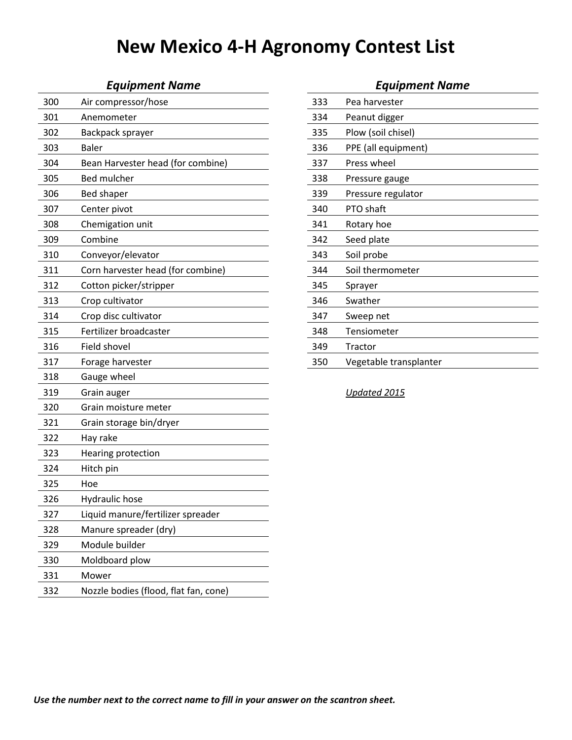# New Mexico 4-H Agronomy Contest List

| | Equipment Name |
|---|---|
| 300 | Air compressor/hose |
| 301 | Anemometer |
| 302 | Backpack sprayer |
| 303 | Baler |
| 304 | Bean Harvester head (for combine) |
| 305 | Bed mulcher |
| 306 | Bed shaper |
| 307 | Center pivot |
| 308 | Chemigation unit |
| 309 | Combine |
| 310 | Conveyor/elevator |
| 311 | Corn harvester head (for combine) |
| 312 | Cotton picker/stripper |
| 313 | Crop cultivator |
| 314 | Crop disc cultivator |
| 315 | Fertilizer broadcaster |
| 316 | Field shovel |
| 317 | Forage harvester |
| 318 | Gauge wheel |
| 319 | Grain auger |
| 320 | Grain moisture meter |
| 321 | Grain storage bin/dryer |
| 322 | Hay rake |
| 323 | Hearing protection |
| 324 | Hitch pin |
| 325 | Hoe |
| 326 | Hydraulic hose |
| 327 | Liquid manure/fertilizer spreader |
| 328 | Manure spreader (dry) |
| 329 | Module builder |
| 330 | Moldboard plow |
| 331 | Mower |
| 332 | Nozzle bodies (flood, flat fan, cone) |

| | Equipment Name |
|---|---|
| 333 | Pea harvester |
| 334 | Peanut digger |
| 335 | Plow (soil chisel) |
| 336 | PPE (all equipment) |
| 337 | Press wheel |
| 338 | Pressure gauge |
| 339 | Pressure regulator |
| 340 | PTO shaft |
| 341 | Rotary hoe |
| 342 | Seed plate |
| 343 | Soil probe |
| 344 | Soil thermometer |
| 345 | Sprayer |
| 346 | Swather |
| 347 | Sweep net |
| 348 | Tensiometer |
| 349 | Tractor |
| 350 | Vegetable transplanter |

*Updated 2015*

***Use the number next to the correct name to fill in your answer on the scantron sheet.***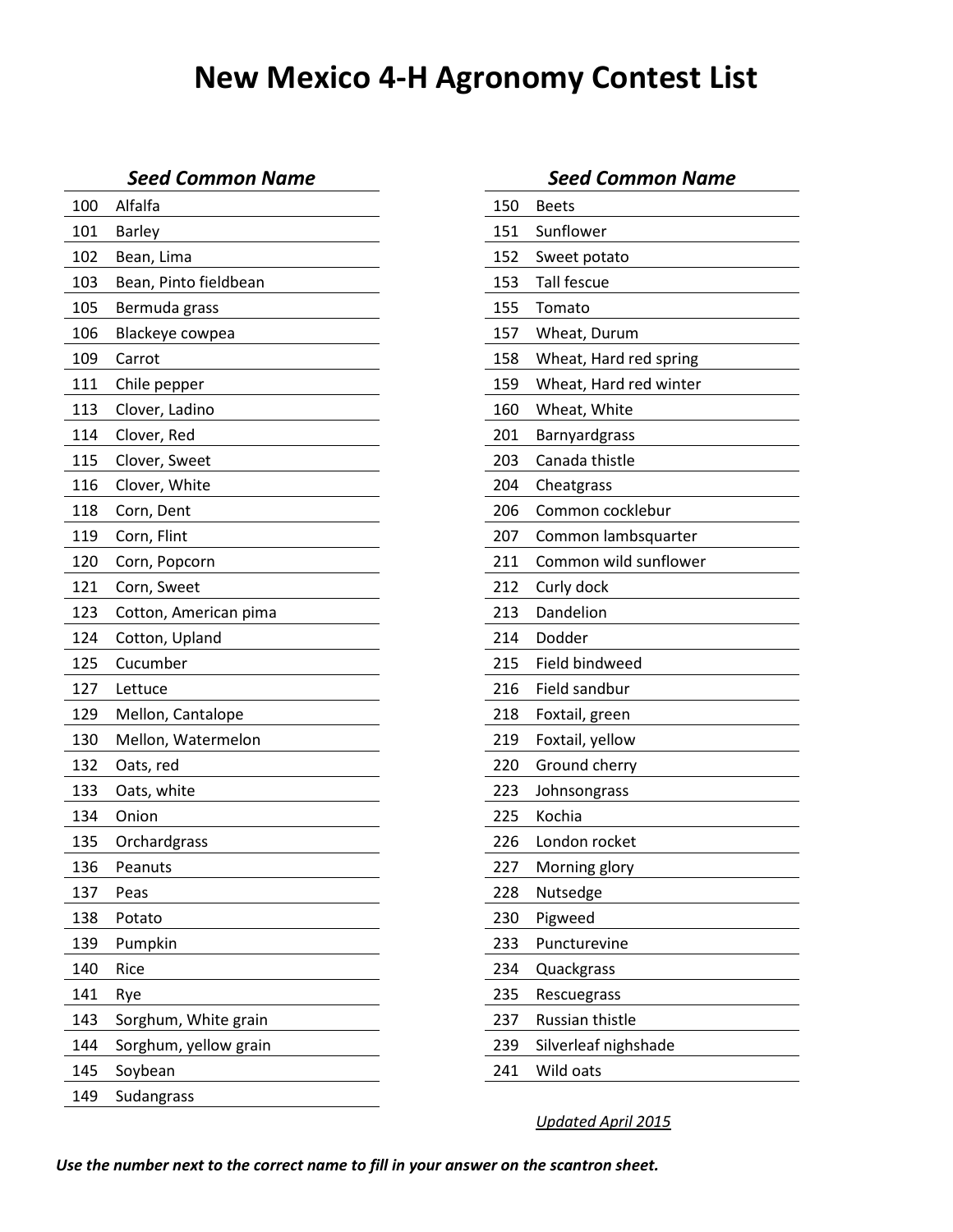# New Mexico 4-H Agronomy Contest List

| | Seed Common Name |
|---|---|
| 100 | Alfalfa |
| 101 | Barley |
| 102 | Bean, Lima |
| 103 | Bean, Pinto fieldbean |
| 105 | Bermuda grass |
| 106 | Blackeye cowpea |
| 109 | Carrot |
| 111 | Chile pepper |
| 113 | Clover, Ladino |
| 114 | Clover, Red |
| 115 | Clover, Sweet |
| 116 | Clover, White |
| 118 | Corn, Dent |
| 119 | Corn, Flint |
| 120 | Corn, Popcorn |
| 121 | Corn, Sweet |
| 123 | Cotton, American pima |
| 124 | Cotton, Upland |
| 125 | Cucumber |
| 127 | Lettuce |
| 129 | Mellon, Cantalope |
| 130 | Mellon, Watermelon |
| 132 | Oats, red |
| 133 | Oats, white |
| 134 | Onion |
| 135 | Orchardgrass |
| 136 | Peanuts |
| 137 | Peas |
| 138 | Potato |
| 139 | Pumpkin |
| 140 | Rice |
| 141 | Rye |
| 143 | Sorghum, White grain |
| 144 | Sorghum, yellow grain |
| 145 | Soybean |
| 149 | Sudangrass |

| | Seed Common Name |
|---|---|
| 150 | Beets |
| 151 | Sunflower |
| 152 | Sweet potato |
| 153 | Tall fescue |
| 155 | Tomato |
| 157 | Wheat, Durum |
| 158 | Wheat, Hard red spring |
| 159 | Wheat, Hard red winter |
| 160 | Wheat, White |
| 201 | Barnyardgrass |
| 203 | Canada thistle |
| 204 | Cheatgrass |
| 206 | Common cocklebur |
| 207 | Common lambsquarter |
| 211 | Common wild sunflower |
| 212 | Curly dock |
| 213 | Dandelion |
| 214 | Dodder |
| 215 | Field bindweed |
| 216 | Field sandbur |
| 218 | Foxtail, green |
| 219 | Foxtail, yellow |
| 220 | Ground cherry |
| 223 | Johnsongrass |
| 225 | Kochia |
| 226 | London rocket |
| 227 | Morning glory |
| 228 | Nutsedge |
| 230 | Pigweed |
| 233 | Puncturevine |
| 234 | Quackgrass |
| 235 | Rescuegrass |
| 237 | Russian thistle |
| 239 | Silverleaf nighshade |
| 241 | Wild oats |

<u>Updated April 2015</u>

***Use the number next to the correct name to fill in your answer on the scantron sheet.***